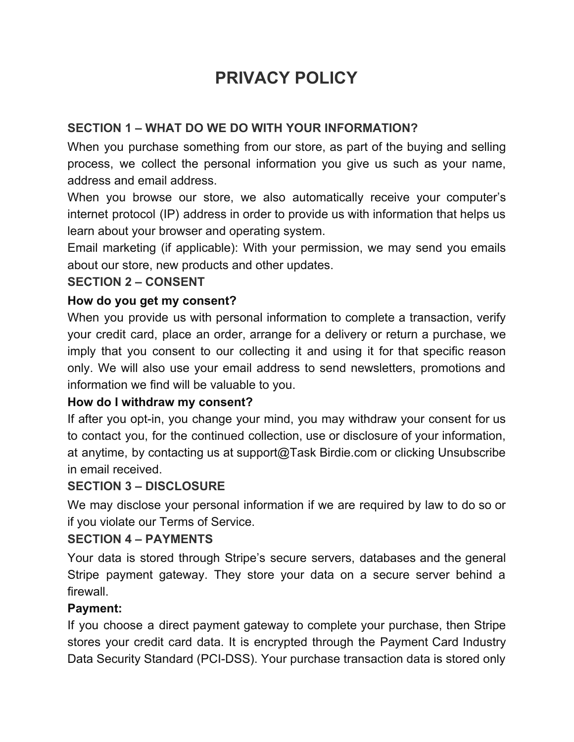# PRIVACY POLICY

## SECTION 1 – WHAT DO WE DO WITH YOUR INFORMATION?

When you purchase something from our store, as part of the buying and selling process, we collect the personal information you give us such as your name, address and email address.

When you browse our store, we also automatically receive your computer's internet protocol (IP) address in order to provide us with information that helps us learn about your browser and operating system.

Email marketing (if applicable): With your permission, we may send you emails about our store, new products and other updates.

## SECTION 2 – CONSENT

### How do you get my consent?

When you provide us with personal information to complete a transaction, verify your credit card, place an order, arrange for a delivery or return a purchase, we imply that you consent to our collecting it and using it for that specific reason only. We will also use your email address to send newsletters, promotions and information we find will be valuable to you.

### How do I withdraw my consent?

If after you opt-in, you change your mind, you may withdraw your consent for us to contact you, for the continued collection, use or disclosure of your information, at anytime, by contacting us at support@Task Birdie.com or clicking Unsubscribe in email received.

## SECTION 3 – DISCLOSURE

We may disclose your personal information if we are required by law to do so or if you violate our Terms of Service.

## SECTION 4 – PAYMENTS

Your data is stored through Stripe's secure servers, databases and the general Stripe payment gateway. They store your data on a secure server behind a firewall.

### Payment:

If you choose a direct payment gateway to complete your purchase, then Stripe stores your credit card data. It is encrypted through the Payment Card Industry Data Security Standard (PCI-DSS). Your purchase transaction data is stored only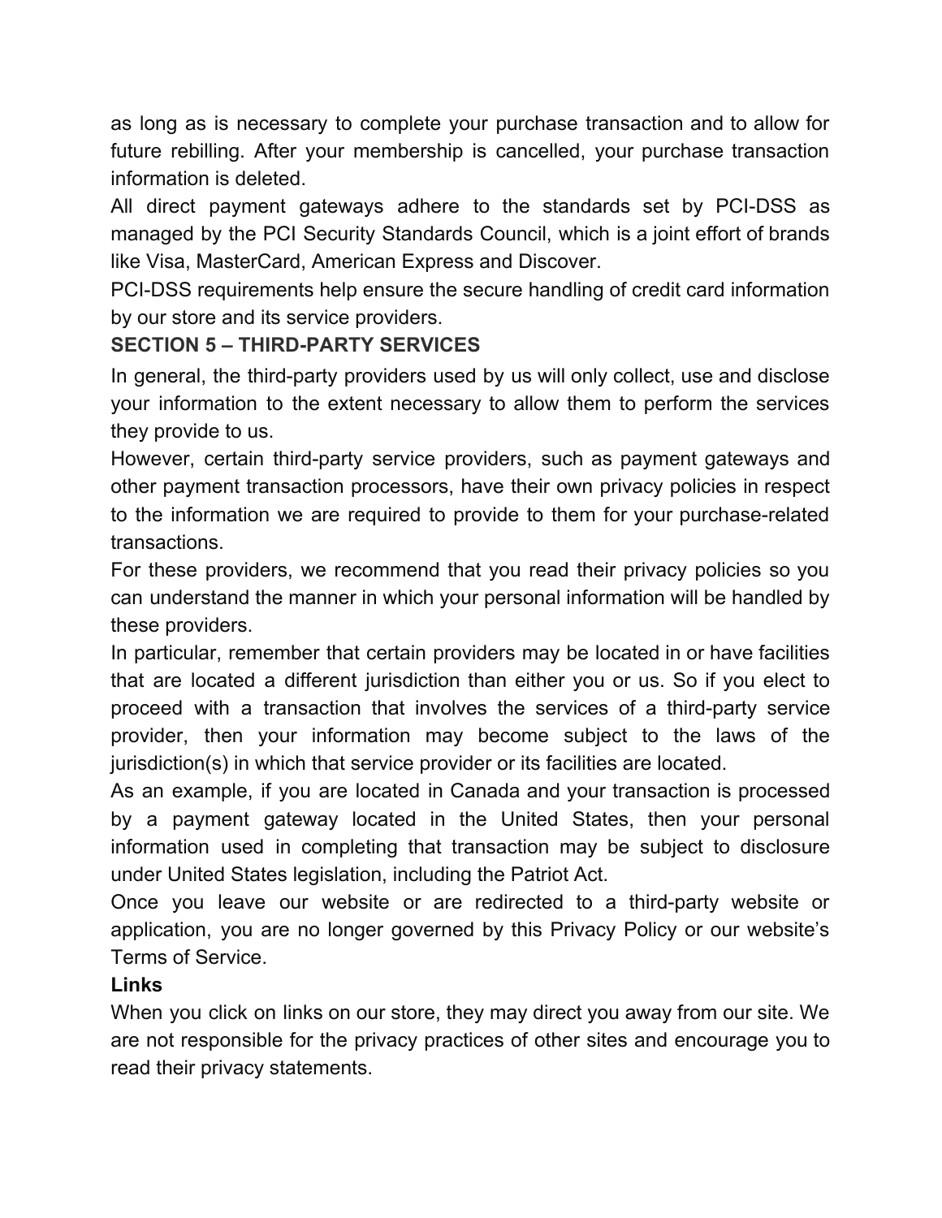as long as is necessary to complete your purchase transaction and to allow for future rebilling. After your membership is cancelled, your purchase transaction information is deleted.

All direct payment gateways adhere to the standards set by PCI-DSS as managed by the PCI Security Standards Council, which is a joint effort of brands like Visa, MasterCard, American Express and Discover.

PCI-DSS requirements help ensure the secure handling of credit card information by our store and its service providers.

## SECTION 5 – THIRD-PARTY SERVICES

In general, the third-party providers used by us will only collect, use and disclose your information to the extent necessary to allow them to perform the services they provide to us.

However, certain third-party service providers, such as payment gateways and other payment transaction processors, have their own privacy policies in respect to the information we are required to provide to them for your purchase-related transactions.

For these providers, we recommend that you read their privacy policies so you can understand the manner in which your personal information will be handled by these providers.

In particular, remember that certain providers may be located in or have facilities that are located a different jurisdiction than either you or us. So if you elect to proceed with a transaction that involves the services of a third-party service provider, then your information may become subject to the laws of the jurisdiction(s) in which that service provider or its facilities are located.

As an example, if you are located in Canada and your transaction is processed by a payment gateway located in the United States, then your personal information used in completing that transaction may be subject to disclosure under United States legislation, including the Patriot Act.

Once you leave our website or are redirected to a third-party website or application, you are no longer governed by this Privacy Policy or our website's Terms of Service.

### Links

When you click on links on our store, they may direct you away from our site. We are not responsible for the privacy practices of other sites and encourage you to read their privacy statements.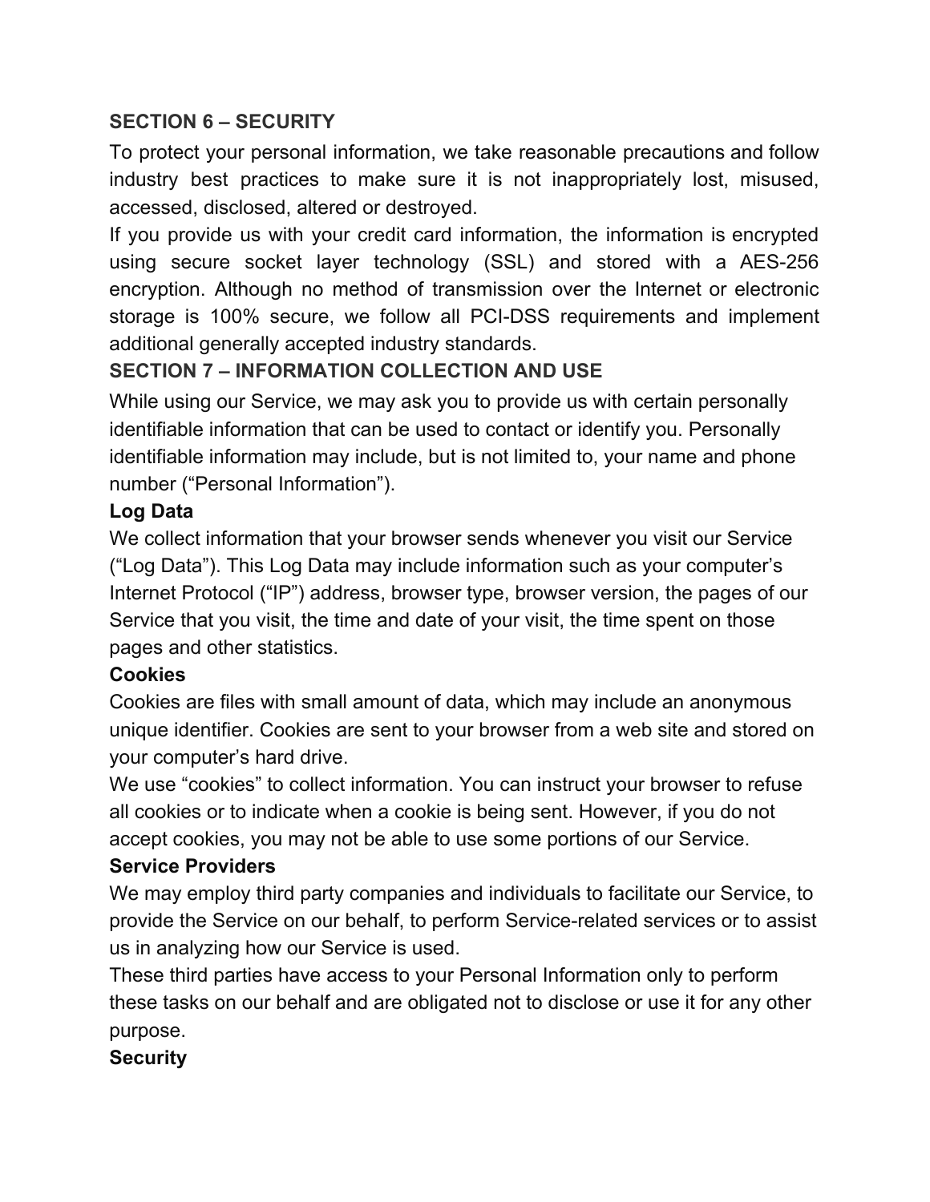## SECTION 6 – SECURITY

To protect your personal information, we take reasonable precautions and follow industry best practices to make sure it is not inappropriately lost, misused, accessed, disclosed, altered or destroyed.

If you provide us with your credit card information, the information is encrypted using secure socket layer technology (SSL) and stored with a AES-256 encryption. Although no method of transmission over the Internet or electronic storage is 100% secure, we follow all PCI-DSS requirements and implement additional generally accepted industry standards.

## SECTION 7 – INFORMATION COLLECTION AND USE

While using our Service, we may ask you to provide us with certain personally identifiable information that can be used to contact or identify you. Personally identifiable information may include, but is not limited to, your name and phone number (“Personal Information”).

### Log Data

We collect information that your browser sends whenever you visit our Service (“Log Data”). This Log Data may include information such as your computer’s Internet Protocol (“IP”) address, browser type, browser version, the pages of our Service that you visit, the time and date of your visit, the time spent on those pages and other statistics.

### Cookies

Cookies are files with small amount of data, which may include an anonymous unique identifier. Cookies are sent to your browser from a web site and stored on your computer’s hard drive.

We use “cookies” to collect information. You can instruct your browser to refuse all cookies or to indicate when a cookie is being sent. However, if you do not accept cookies, you may not be able to use some portions of our Service.

### Service Providers

We may employ third party companies and individuals to facilitate our Service, to provide the Service on our behalf, to perform Service-related services or to assist us in analyzing how our Service is used.

These third parties have access to your Personal Information only to perform these tasks on our behalf and are obligated not to disclose or use it for any other purpose.

### Security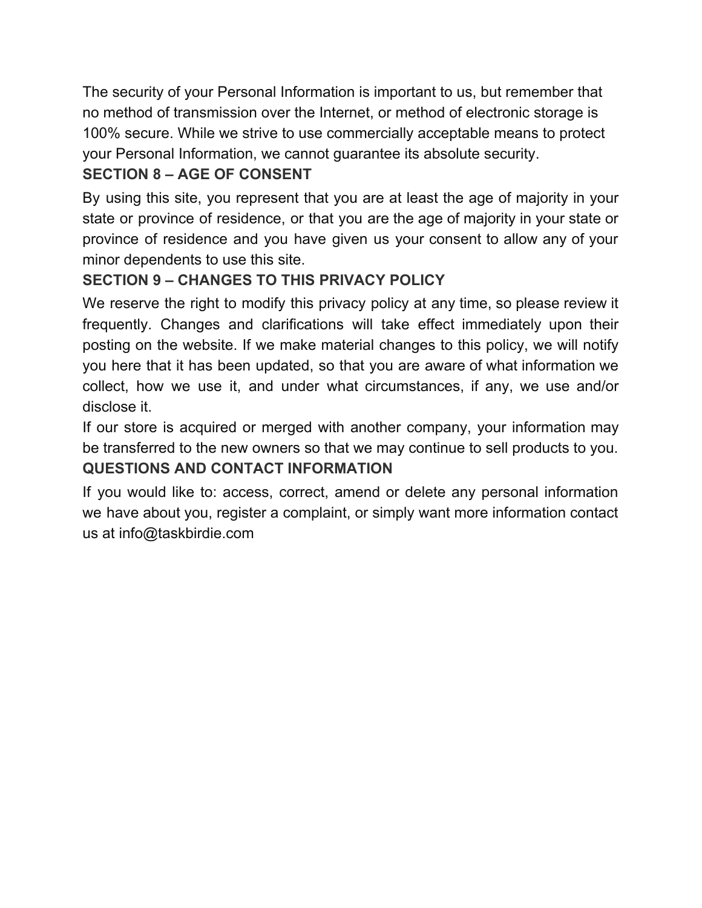The security of your Personal Information is important to us, but remember that no method of transmission over the Internet, or method of electronic storage is 100% secure. While we strive to use commercially acceptable means to protect your Personal Information, we cannot guarantee its absolute security.

**SECTION 8 – AGE OF CONSENT**

By using this site, you represent that you are at least the age of majority in your state or province of residence, or that you are the age of majority in your state or province of residence and you have given us your consent to allow any of your minor dependents to use this site.

**SECTION 9 – CHANGES TO THIS PRIVACY POLICY**

We reserve the right to modify this privacy policy at any time, so please review it frequently. Changes and clarifications will take effect immediately upon their posting on the website. If we make material changes to this policy, we will notify you here that it has been updated, so that you are aware of what information we collect, how we use it, and under what circumstances, if any, we use and/or disclose it.

If our store is acquired or merged with another company, your information may be transferred to the new owners so that we may continue to sell products to you.

**QUESTIONS AND CONTACT INFORMATION**

If you would like to: access, correct, amend or delete any personal information we have about you, register a complaint, or simply want more information contact us at info@taskbirdie.com